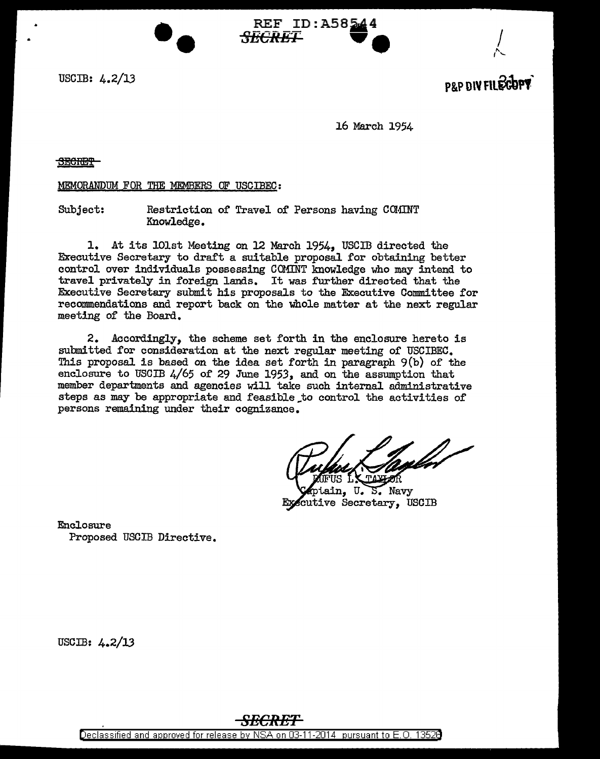REF ID:A58544
SECRET

USCIB: 4.2/13

P&P DIV FILE COPY

16 March 1954

SECRET

MEMORANDUM FOR THE MEMBERS OF USCIBEC:

Subject: Restriction of Travel of Persons having COMINT Knowledge.

1. At its 101st Meeting on 12 March 1954, USCIB directed the Executive Secretary to draft a suitable proposal for obtaining better control over individuals possessing COMINT knowledge who may intend to travel privately in foreign lands. It was further directed that the Executive Secretary submit his proposals to the Executive Committee for recommendations and report back on the whole matter at the next regular meeting of the Board.

2. Accordingly, the scheme set forth in the enclosure hereto is submitted for consideration at the next regular meeting of USCIBEC. This proposal is based on the idea set forth in paragraph 9(b) of the enclosure to USCIB 4/65 of 29 June 1953, and on the assumption that member departments and agencies will take such internal administrative steps as may be appropriate and feasible to control the activities of persons remaining under their cognizance.

RUFUS L. TAYLOR
Captain, U. S. Navy
Executive Secretary, USCIB

Enclosure
Proposed USCIB Directive.

USCIB: 4.2/13

SECRET

Declassified and approved for release by NSA on 03-11-2014 pursuant to E.O. 13526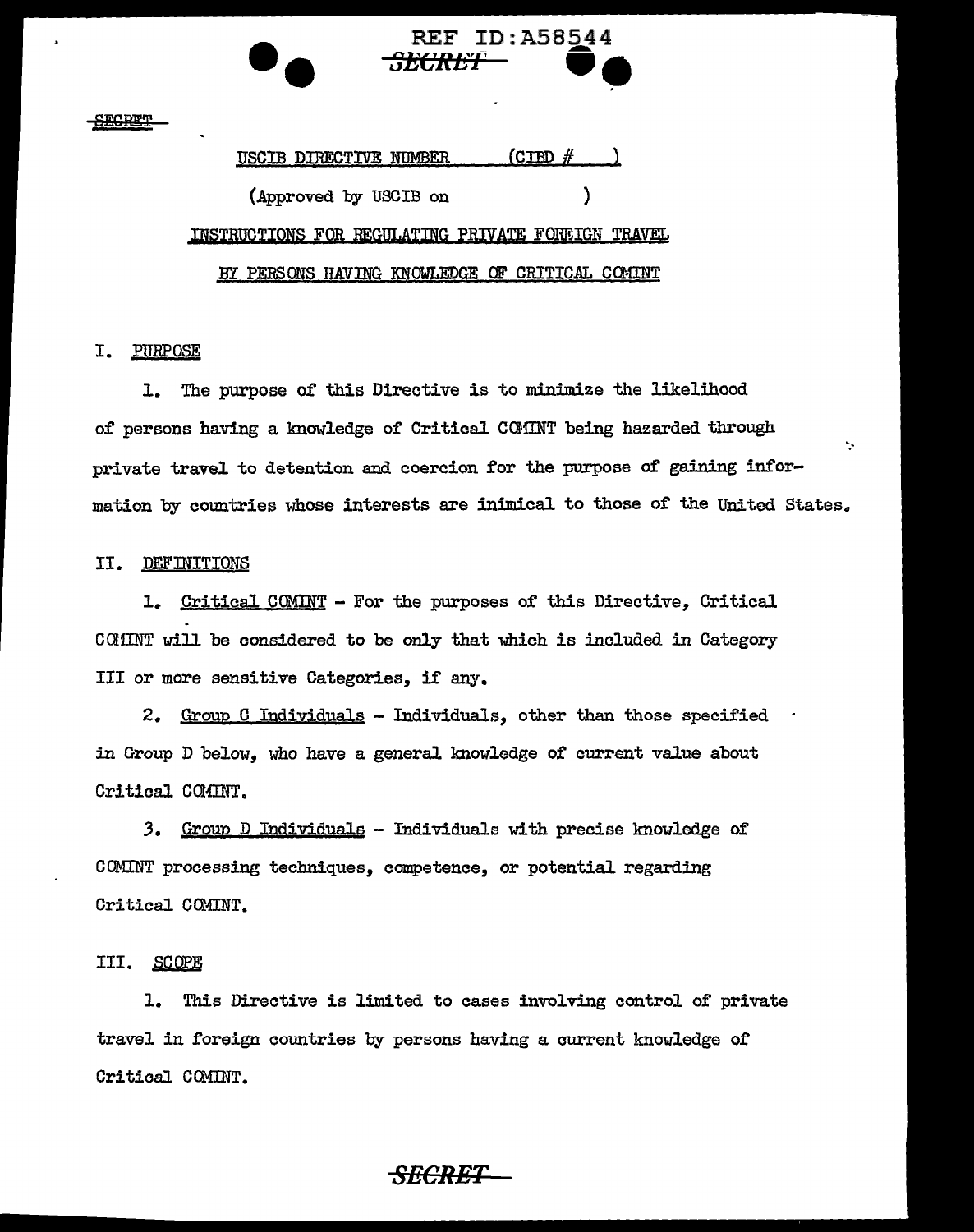USCIB DIRECTIVE NUMBER (CIBD # )

(Approved by USCIB on )

INSTRUCTIONS FOR REGULATING PRIVATE FOREIGN TRAVEL

BY PERSONS HAVING KNOWLEDGE OF CRITICAL COMINT

## I. PURPOSE

1. The purpose of this Directive is to minimize the likelihood of persons having a knowledge of Critical COMINT being hazarded through private travel to detention and coercion for the purpose of gaining information by countries whose interests are inimical to those of the United States.

## II. DEFINITIONS

1. Critical COMINT - For the purposes of this Directive, Critical COMINT will be considered to be only that which is included in Category III or more sensitive Categories, if any.

2. Group C Individuals - Individuals, other than those specified in Group D below, who have a general knowledge of current value about Critical COMINT.

3. Group D Individuals - Individuals with precise knowledge of COMINT processing techniques, competence, or potential regarding Critical COMINT.

## III. SCOPE

1. This Directive is limited to cases involving control of private travel in foreign countries by persons having a current knowledge of Critical COMINT.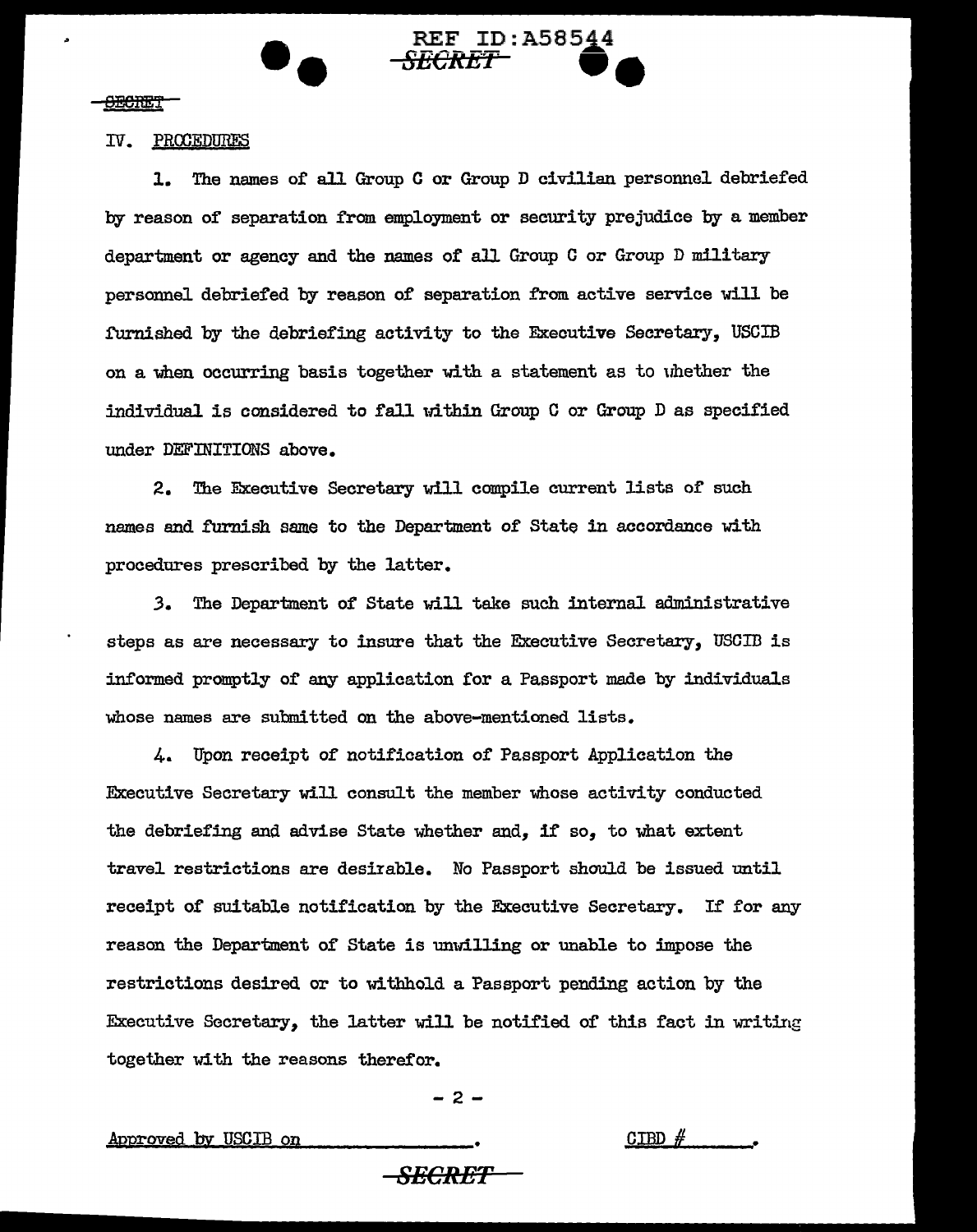## IV. PROCEDURES

1. The names of all Group C or Group D civilian personnel debriefed by reason of separation from employment or security prejudice by a member department or agency and the names of all Group C or Group D military personnel debriefed by reason of separation from active service will be furnished by the debriefing activity to the Executive Secretary, USCIB on a when occurring basis together with a statement as to whether the individual is considered to fall within Group C or Group D as specified under DEFINITIONS above.

2. The Executive Secretary will compile current lists of such names and furnish same to the Department of State in accordance with procedures prescribed by the latter.

3. The Department of State will take such internal administrative steps as are necessary to insure that the Executive Secretary, USCIB is informed promptly of any application for a Passport made by individuals whose names are submitted on the above-mentioned lists.

4. Upon receipt of notification of Passport Application the Executive Secretary will consult the member whose activity conducted the debriefing and advise State whether and, if so, to what extent travel restrictions are desirable. No Passport should be issued until receipt of suitable notification by the Executive Secretary. If for any reason the Department of State is unwilling or unable to impose the restrictions desired or to withhold a Passport pending action by the Executive Secretary, the latter will be notified of this fact in writing together with the reasons therefor.

Approved by USCIB on ______________. CIBD # ______.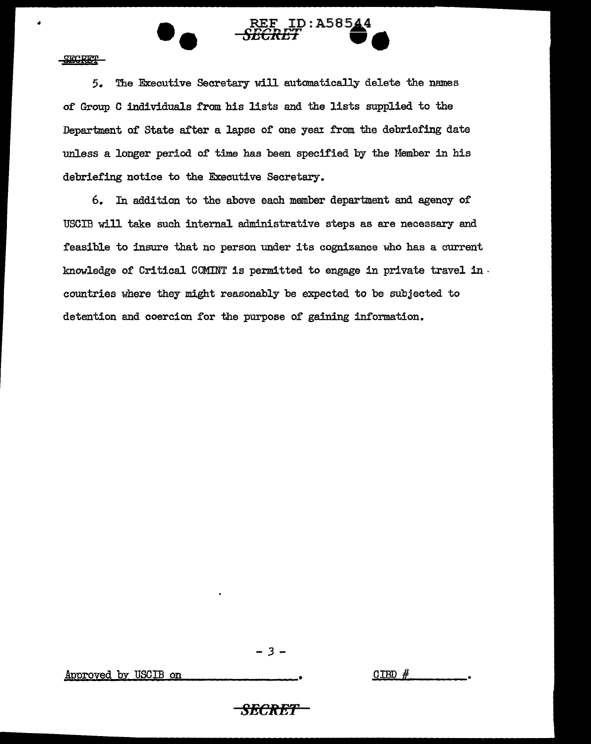5. The Executive Secretary will automatically delete the names of Group C individuals from his lists and the lists supplied to the Department of State after a lapse of one year from the debriefing date unless a longer period of time has been specified by the Member in his debriefing notice to the Executive Secretary.

6. In addition to the above each member department and agency of USCIB will take such internal administrative steps as are necessary and feasible to insure that no person under its cognizance who has a current knowledge of Critical COMINT is permitted to engage in private travel in countries where they might reasonably be expected to be subjected to detention and coercion for the purpose of gaining information.

Approved by USCIB on \_\_\_\_\_\_\_\_\_\_\_\_\_\_\_\_\_\_.      CIBD # \_\_\_\_\_\_\_\_.